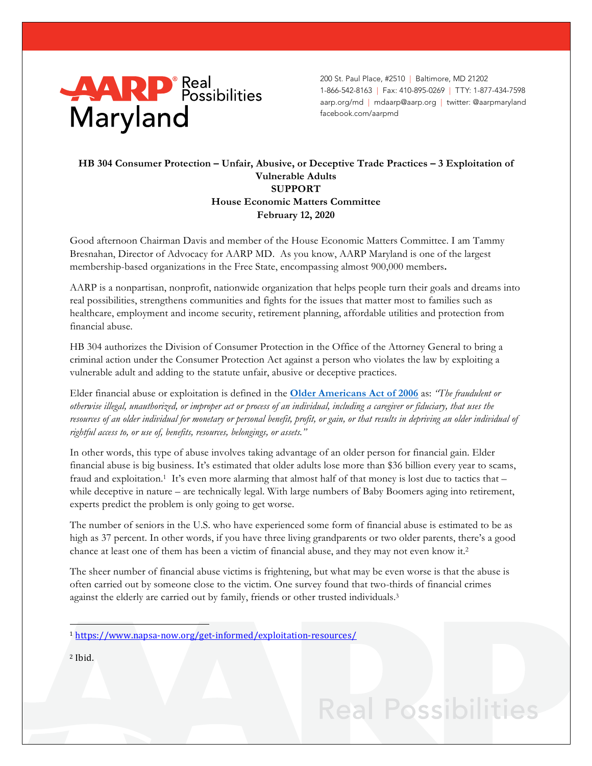200 St. Paul Place, #2510 | Baltimore, MD 21202
1-866-542-8163 | Fax: 410-895-0269 | TTY: 1-877-434-7598
aarp.org/md | mdaarp@aarp.org | twitter: @aarpmaryland
facebook.com/aarpmd

**HB 304 Consumer Protection – Unfair, Abusive, or Deceptive Trade Practices – 3 Exploitation of Vulnerable Adults**
**SUPPORT**
**House Economic Matters Committee**
**February 12, 2020**

Good afternoon Chairman Davis and member of the House Economic Matters Committee. I am Tammy Bresnahan, Director of Advocacy for AARP MD. As you know, AARP Maryland is one of the largest membership-based organizations in the Free State, encompassing almost 900,000 members**.**

AARP is a nonpartisan, nonprofit, nationwide organization that helps people turn their goals and dreams into real possibilities, strengthens communities and fights for the issues that matter most to families such as healthcare, employment and income security, retirement planning, affordable utilities and protection from financial abuse.

HB 304 authorizes the Division of Consumer Protection in the Office of the Attorney General to bring a criminal action under the Consumer Protection Act against a person who violates the law by exploiting a vulnerable adult and adding to the statute unfair, abusive or deceptive practices.

Elder financial abuse or exploitation is defined in the **Older Americans Act of 2006** as: *"The fraudulent or otherwise illegal, unauthorized, or improper act or process of an individual, including a caregiver or fiduciary, that uses the resources of an older individual for monetary or personal benefit, profit, or gain, or that results in depriving an older individual of rightful access to, or use of, benefits, resources, belongings, or assets."*

In other words, this type of abuse involves taking advantage of an older person for financial gain. Elder financial abuse is big business. It's estimated that older adults lose more than $36 billion every year to scams, fraud and exploitation.[1] It's even more alarming that almost half of that money is lost due to tactics that – while deceptive in nature – are technically legal. With large numbers of Baby Boomers aging into retirement, experts predict the problem is only going to get worse.

The number of seniors in the U.S. who have experienced some form of financial abuse is estimated to be as high as 37 percent. In other words, if you have three living grandparents or two older parents, there's a good chance at least one of them has been a victim of financial abuse, and they may not even know it.[2]

The sheer number of financial abuse victims is frightening, but what may be even worse is that the abuse is often carried out by someone close to the victim. One survey found that two-thirds of financial crimes against the elderly are carried out by family, friends or other trusted individuals.[3]

---

[1] https://www.napsa-now.org/get-informed/exploitation-resources/

[2] Ibid.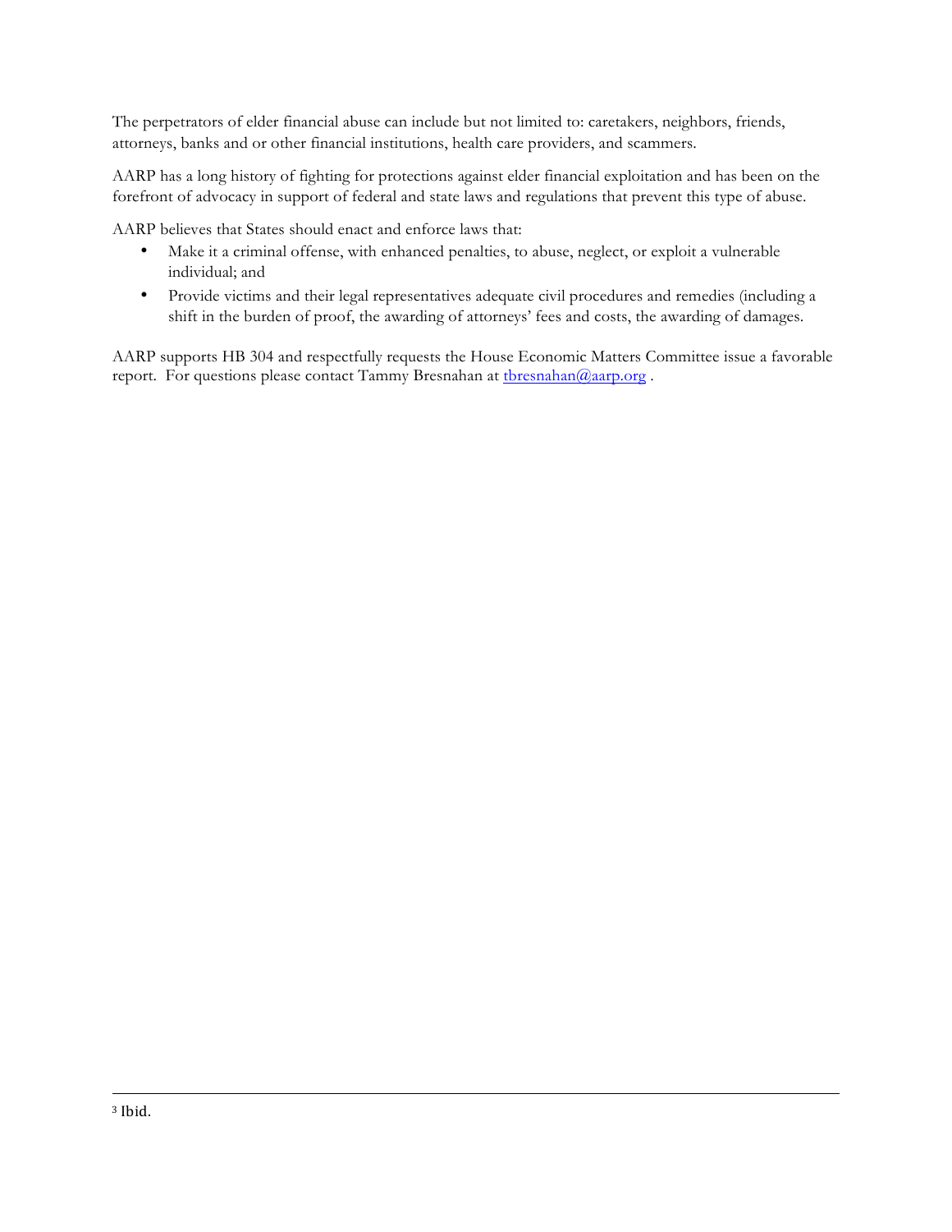The perpetrators of elder financial abuse can include but not limited to: caretakers, neighbors, friends, attorneys, banks and or other financial institutions, health care providers, and scammers.

AARP has a long history of fighting for protections against elder financial exploitation and has been on the forefront of advocacy in support of federal and state laws and regulations that prevent this type of abuse.

AARP believes that States should enact and enforce laws that:

- Make it a criminal offense, with enhanced penalties, to abuse, neglect, or exploit a vulnerable individual; and
- Provide victims and their legal representatives adequate civil procedures and remedies (including a shift in the burden of proof, the awarding of attorneys' fees and costs, the awarding of damages.

AARP supports HB 304 and respectfully requests the House Economic Matters Committee issue a favorable report. For questions please contact Tammy Bresnahan at tbresnahan@aarp.org .

---

[3] Ibid.